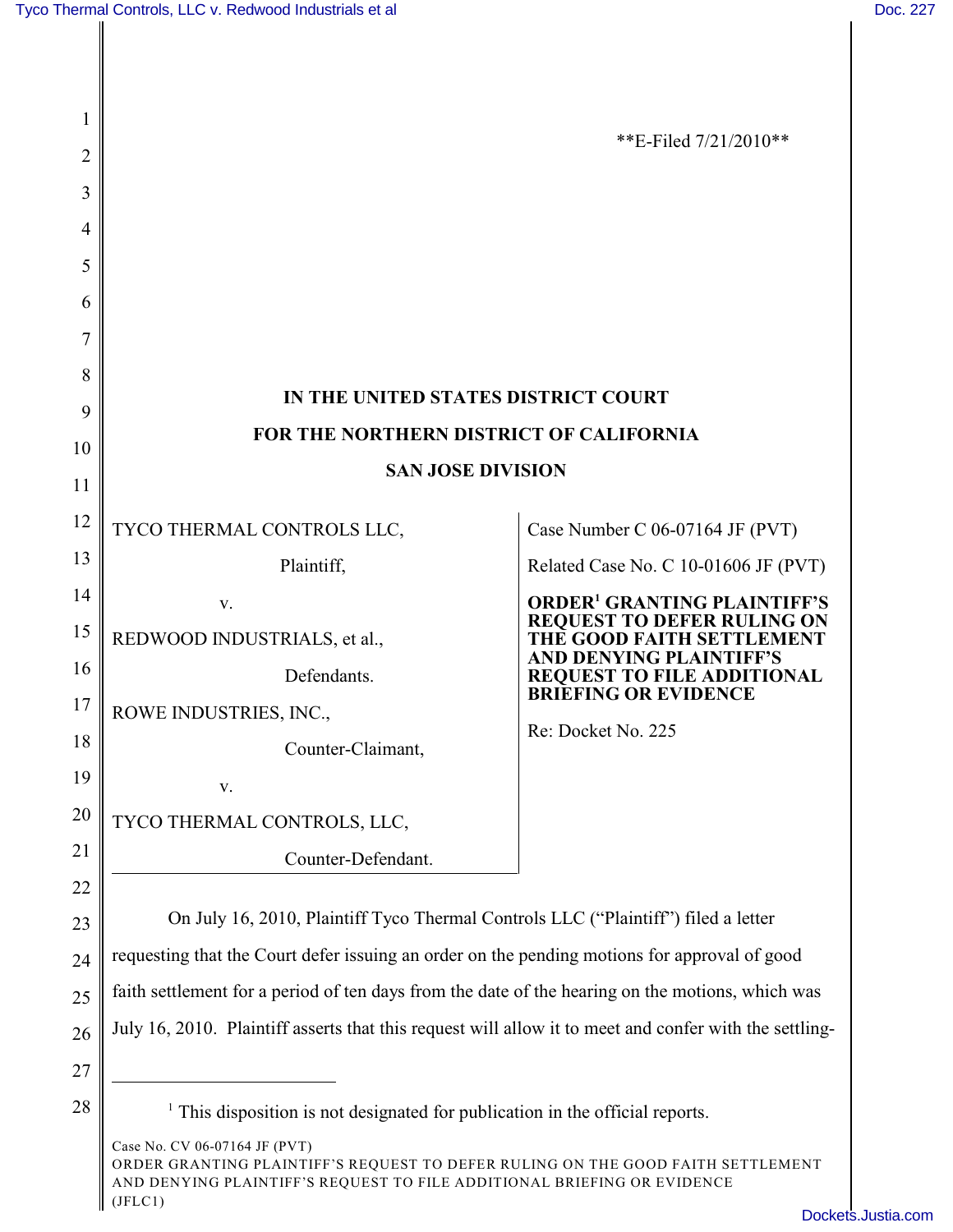**E-Filed 7/21/2010**

**IN THE UNITED STATES DISTRICT COURT**

**FOR THE NORTHERN DISTRICT OF CALIFORNIA**

**SAN JOSE DIVISION**

| | |
|---|---|
| TYCO THERMAL CONTROLS LLC,<br>Plaintiff,<br>v.<br>REDWOOD INDUSTRIALS, et al.,<br>Defendants.<br>ROWE INDUSTRIES, INC.,<br>Counter-Claimant,<br>v.<br>TYCO THERMAL CONTROLS, LLC,<br>Counter-Defendant. | Case Number C 06-07164 JF (PVT)<br>Related Case No. C 10-01606 JF (PVT)<br>**ORDER[1] GRANTING PLAINTIFF'S REQUEST TO DEFER RULING ON THE GOOD FAITH SETTLEMENT AND DENYING PLAINTIFF'S REQUEST TO FILE ADDITIONAL BRIEFING OR EVIDENCE**<br>Re: Docket No. 225 |

On July 16, 2010, Plaintiff Tyco Thermal Controls LLC ("Plaintiff") filed a letter requesting that the Court defer issuing an order on the pending motions for approval of good faith settlement for a period of ten days from the date of the hearing on the motions, which was July 16, 2010. Plaintiff asserts that this request will allow it to meet and confer with the settling-

[1] This disposition is not designated for publication in the official reports.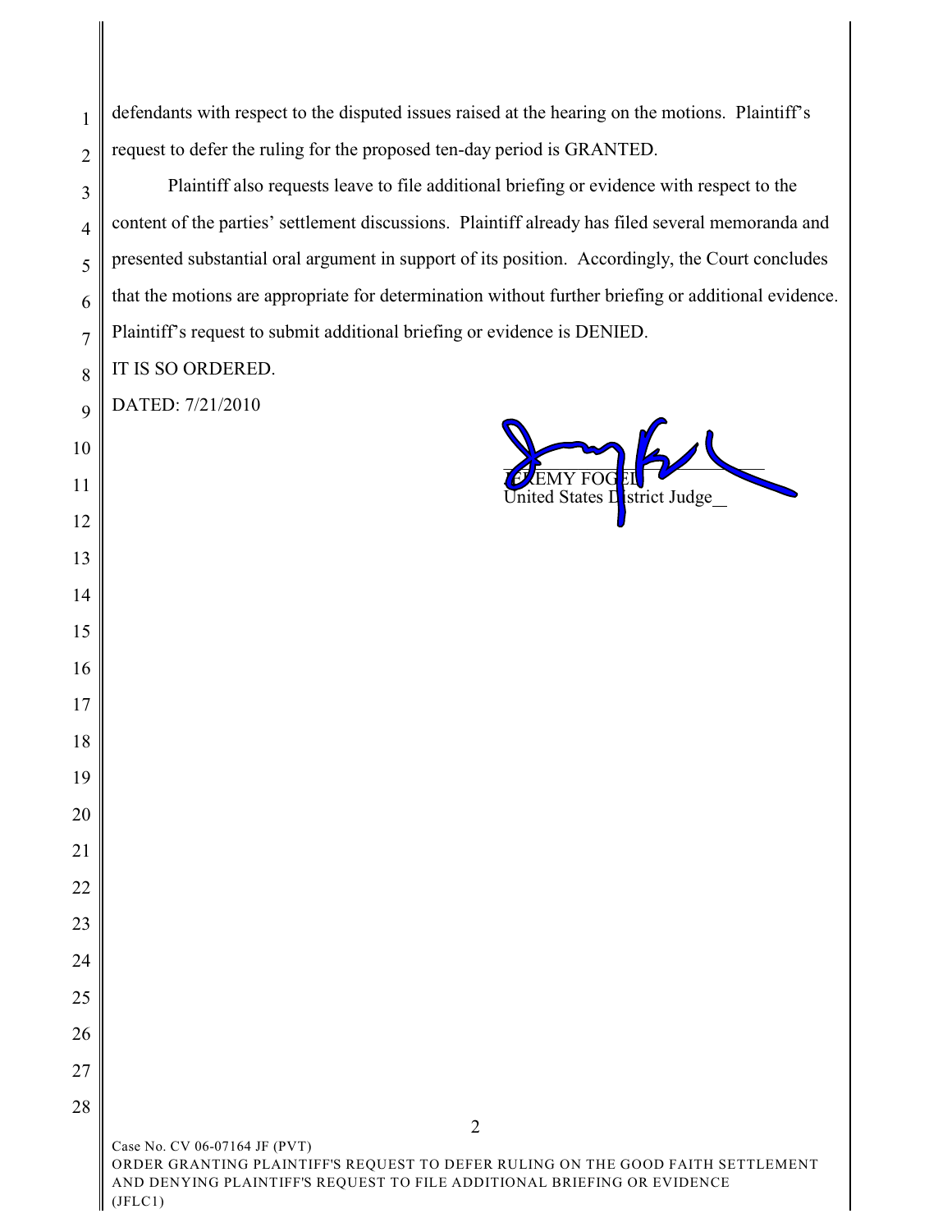defendants with respect to the disputed issues raised at the hearing on the motions. Plaintiff's request to defer the ruling for the proposed ten-day period is GRANTED.

Plaintiff also requests leave to file additional briefing or evidence with respect to the content of the parties' settlement discussions. Plaintiff already has filed several memoranda and presented substantial oral argument in support of its position. Accordingly, the Court concludes that the motions are appropriate for determination without further briefing or additional evidence. Plaintiff's request to submit additional briefing or evidence is DENIED.

IT IS SO ORDERED.

DATED: 7/21/2010

JEREMY FOGEL
United States District Judge

Case No. CV 06-07164 JF (PVT)
ORDER GRANTING PLAINTIFF'S REQUEST TO DEFER RULING ON THE GOOD FAITH SETTLEMENT AND DENYING PLAINTIFF'S REQUEST TO FILE ADDITIONAL BRIEFING OR EVIDENCE
(JFLC1)